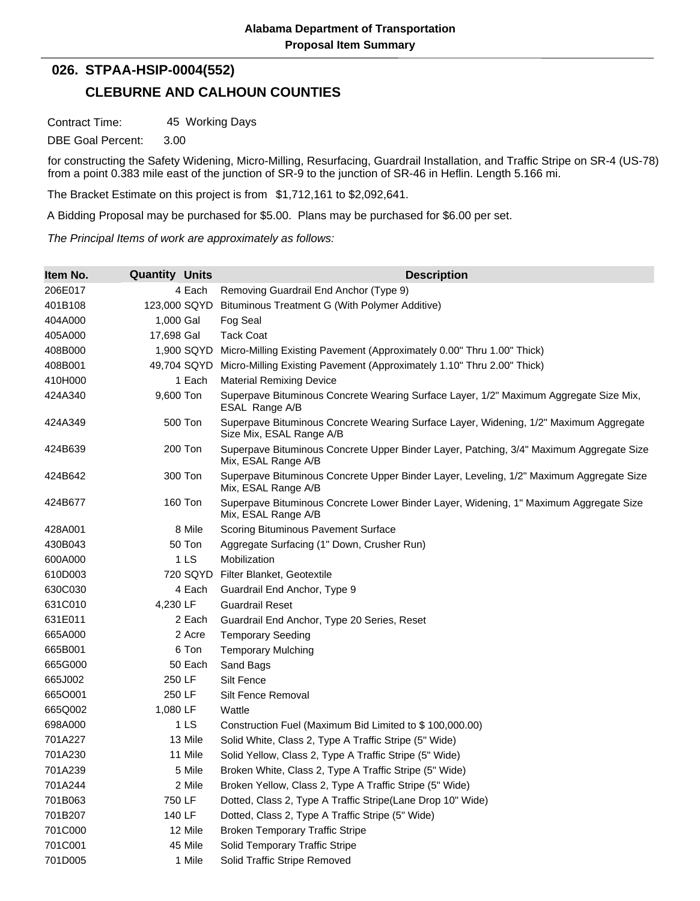**Alabama Department of Transportation**
**Proposal Item Summary**

## 026. STPAA-HSIP-0004(552)

## CLEBURNE AND CALHOUN COUNTIES

Contract Time: 45 Working Days

DBE Goal Percent: 3.00

for constructing the Safety Widening, Micro-Milling, Resurfacing, Guardrail Installation, and Traffic Stripe on SR-4 (US-78) from a point 0.383 mile east of the junction of SR-9 to the junction of SR-46 in Heflin. Length 5.166 mi.

The Bracket Estimate on this project is from $1,712,161 to $2,092,641.

A Bidding Proposal may be purchased for $5.00. Plans may be purchased for $6.00 per set.

*The Principal Items of work are approximately as follows:*

| Item No. | Quantity | Units | Description |
|---|---|---|---|
| 206E017 | 4 | Each | Removing Guardrail End Anchor (Type 9) |
| 401B108 | 123,000 | SQYD | Bituminous Treatment G (With Polymer Additive) |
| 404A000 | 1,000 | Gal | Fog Seal |
| 405A000 | 17,698 | Gal | Tack Coat |
| 408B000 | 1,900 | SQYD | Micro-Milling Existing Pavement (Approximately 0.00" Thru 1.00" Thick) |
| 408B001 | 49,704 | SQYD | Micro-Milling Existing Pavement (Approximately 1.10" Thru 2.00" Thick) |
| 410H000 | 1 | Each | Material Remixing Device |
| 424A340 | 9,600 | Ton | Superpave Bituminous Concrete Wearing Surface Layer, 1/2" Maximum Aggregate Size Mix, ESAL Range A/B |
| 424A349 | 500 | Ton | Superpave Bituminous Concrete Wearing Surface Layer, Widening, 1/2" Maximum Aggregate Size Mix, ESAL Range A/B |
| 424B639 | 200 | Ton | Superpave Bituminous Concrete Upper Binder Layer, Patching, 3/4" Maximum Aggregate Size Mix, ESAL Range A/B |
| 424B642 | 300 | Ton | Superpave Bituminous Concrete Upper Binder Layer, Leveling, 1/2" Maximum Aggregate Size Mix, ESAL Range A/B |
| 424B677 | 160 | Ton | Superpave Bituminous Concrete Lower Binder Layer, Widening, 1" Maximum Aggregate Size Mix, ESAL Range A/B |
| 428A001 | 8 | Mile | Scoring Bituminous Pavement Surface |
| 430B043 | 50 | Ton | Aggregate Surfacing (1" Down, Crusher Run) |
| 600A000 | 1 | LS | Mobilization |
| 610D003 | 720 | SQYD | Filter Blanket, Geotextile |
| 630C030 | 4 | Each | Guardrail End Anchor, Type 9 |
| 631C010 | 4,230 | LF | Guardrail Reset |
| 631E011 | 2 | Each | Guardrail End Anchor, Type 20 Series, Reset |
| 665A000 | 2 | Acre | Temporary Seeding |
| 665B001 | 6 | Ton | Temporary Mulching |
| 665G000 | 50 | Each | Sand Bags |
| 665J002 | 250 | LF | Silt Fence |
| 665O001 | 250 | LF | Silt Fence Removal |
| 665Q002 | 1,080 | LF | Wattle |
| 698A000 | 1 | LS | Construction Fuel (Maximum Bid Limited to $ 100,000.00) |
| 701A227 | 13 | Mile | Solid White, Class 2, Type A Traffic Stripe (5" Wide) |
| 701A230 | 11 | Mile | Solid Yellow, Class 2, Type A Traffic Stripe (5" Wide) |
| 701A239 | 5 | Mile | Broken White, Class 2, Type A Traffic Stripe (5" Wide) |
| 701A244 | 2 | Mile | Broken Yellow, Class 2, Type A Traffic Stripe (5" Wide) |
| 701B063 | 750 | LF | Dotted, Class 2, Type A Traffic Stripe(Lane Drop 10" Wide) |
| 701B207 | 140 | LF | Dotted, Class 2, Type A Traffic Stripe (5" Wide) |
| 701C000 | 12 | Mile | Broken Temporary Traffic Stripe |
| 701C001 | 45 | Mile | Solid Temporary Traffic Stripe |
| 701D005 | 1 | Mile | Solid Traffic Stripe Removed |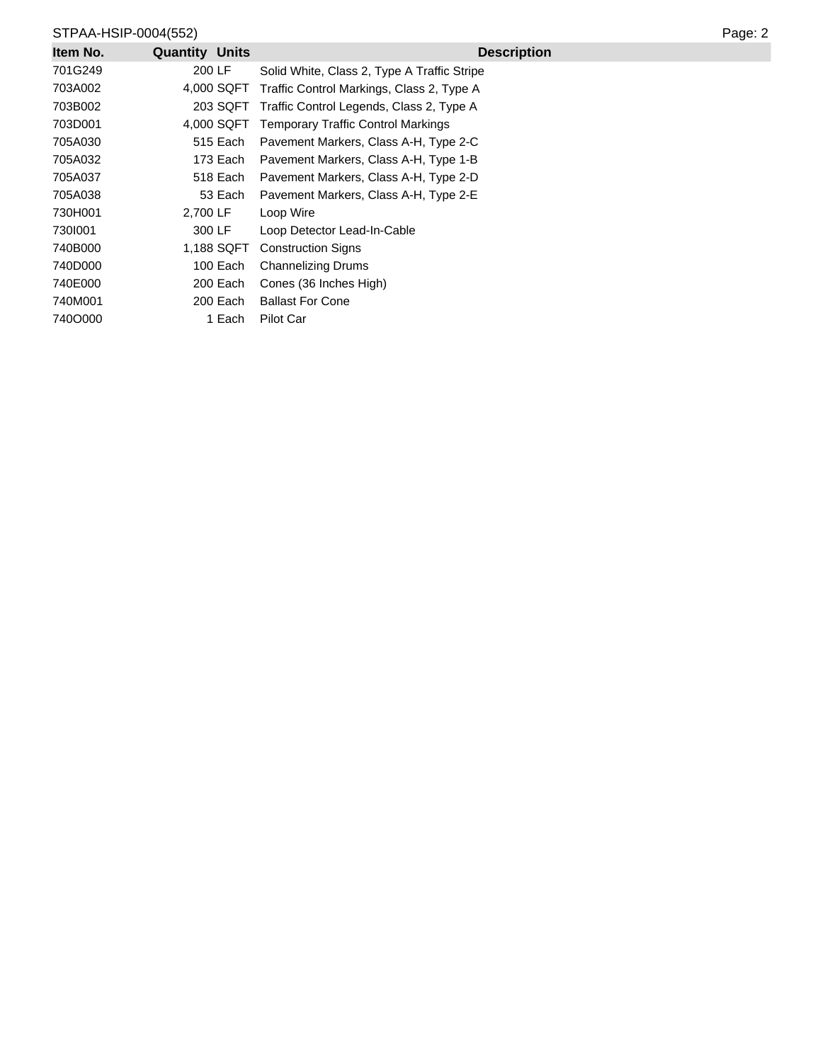| Item No. | Quantity | Units | Description |
| --- | --- | --- | --- |
| 701G249 | 200 | LF | Solid White, Class 2, Type A Traffic Stripe |
| 703A002 | 4,000 | SQFT | Traffic Control Markings, Class 2, Type A |
| 703B002 | 203 | SQFT | Traffic Control Legends, Class 2, Type A |
| 703D001 | 4,000 | SQFT | Temporary Traffic Control Markings |
| 705A030 | 515 | Each | Pavement Markers, Class A-H, Type 2-C |
| 705A032 | 173 | Each | Pavement Markers, Class A-H, Type 1-B |
| 705A037 | 518 | Each | Pavement Markers, Class A-H, Type 2-D |
| 705A038 | 53 | Each | Pavement Markers, Class A-H, Type 2-E |
| 730H001 | 2,700 | LF | Loop Wire |
| 730I001 | 300 | LF | Loop Detector Lead-In-Cable |
| 740B000 | 1,188 | SQFT | Construction Signs |
| 740D000 | 100 | Each | Channelizing Drums |
| 740E000 | 200 | Each | Cones (36 Inches High) |
| 740M001 | 200 | Each | Ballast For Cone |
| 740O000 | 1 | Each | Pilot Car |